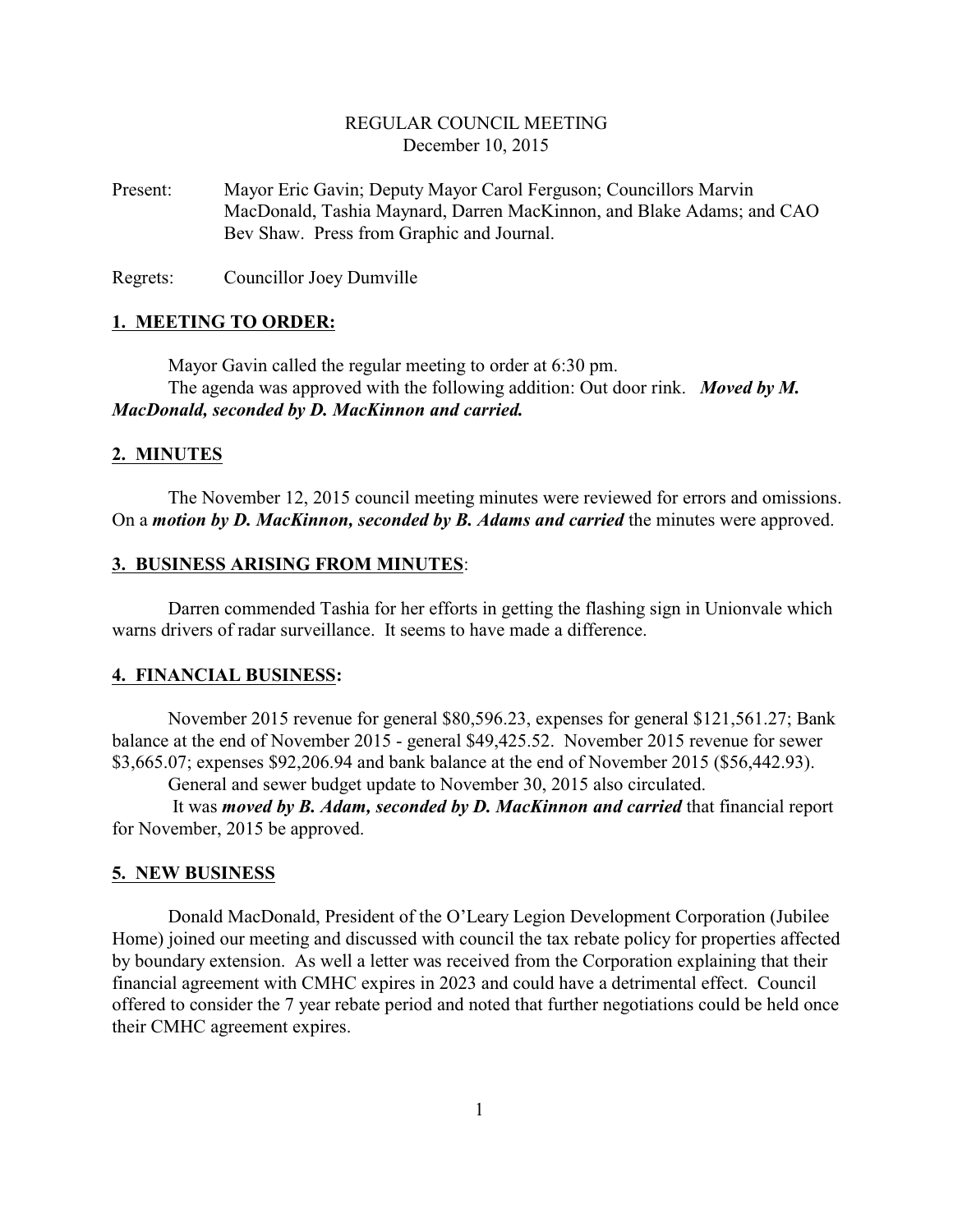REGULAR COUNCIL MEETING
December 10, 2015

Present: Mayor Eric Gavin; Deputy Mayor Carol Ferguson; Councillors Marvin MacDonald, Tashia Maynard, Darren MacKinnon, and Blake Adams; and CAO Bev Shaw. Press from Graphic and Journal.

Regrets: Councillor Joey Dumville

## 1. MEETING TO ORDER:

Mayor Gavin called the regular meeting to order at 6:30 pm.

The agenda was approved with the following addition: Out door rink. ***Moved by M. MacDonald, seconded by D. MacKinnon and carried.***

## 2. MINUTES

The November 12, 2015 council meeting minutes were reviewed for errors and omissions. On a ***motion by D. MacKinnon, seconded by B. Adams and carried*** the minutes were approved.

## 3. BUSINESS ARISING FROM MINUTES:

Darren commended Tashia for her efforts in getting the flashing sign in Unionvale which warns drivers of radar surveillance. It seems to have made a difference.

## 4. FINANCIAL BUSINESS:

November 2015 revenue for general $80,596.23, expenses for general $121,561.27; Bank balance at the end of November 2015 - general $49,425.52. November 2015 revenue for sewer $3,665.07; expenses $92,206.94 and bank balance at the end of November 2015 ($56,442.93).

General and sewer budget update to November 30, 2015 also circulated.

It was ***moved by B. Adam, seconded by D. MacKinnon and carried*** that financial report for November, 2015 be approved.

## 5. NEW BUSINESS

Donald MacDonald, President of the O'Leary Legion Development Corporation (Jubilee Home) joined our meeting and discussed with council the tax rebate policy for properties affected by boundary extension. As well a letter was received from the Corporation explaining that their financial agreement with CMHC expires in 2023 and could have a detrimental effect. Council offered to consider the 7 year rebate period and noted that further negotiations could be held once their CMHC agreement expires.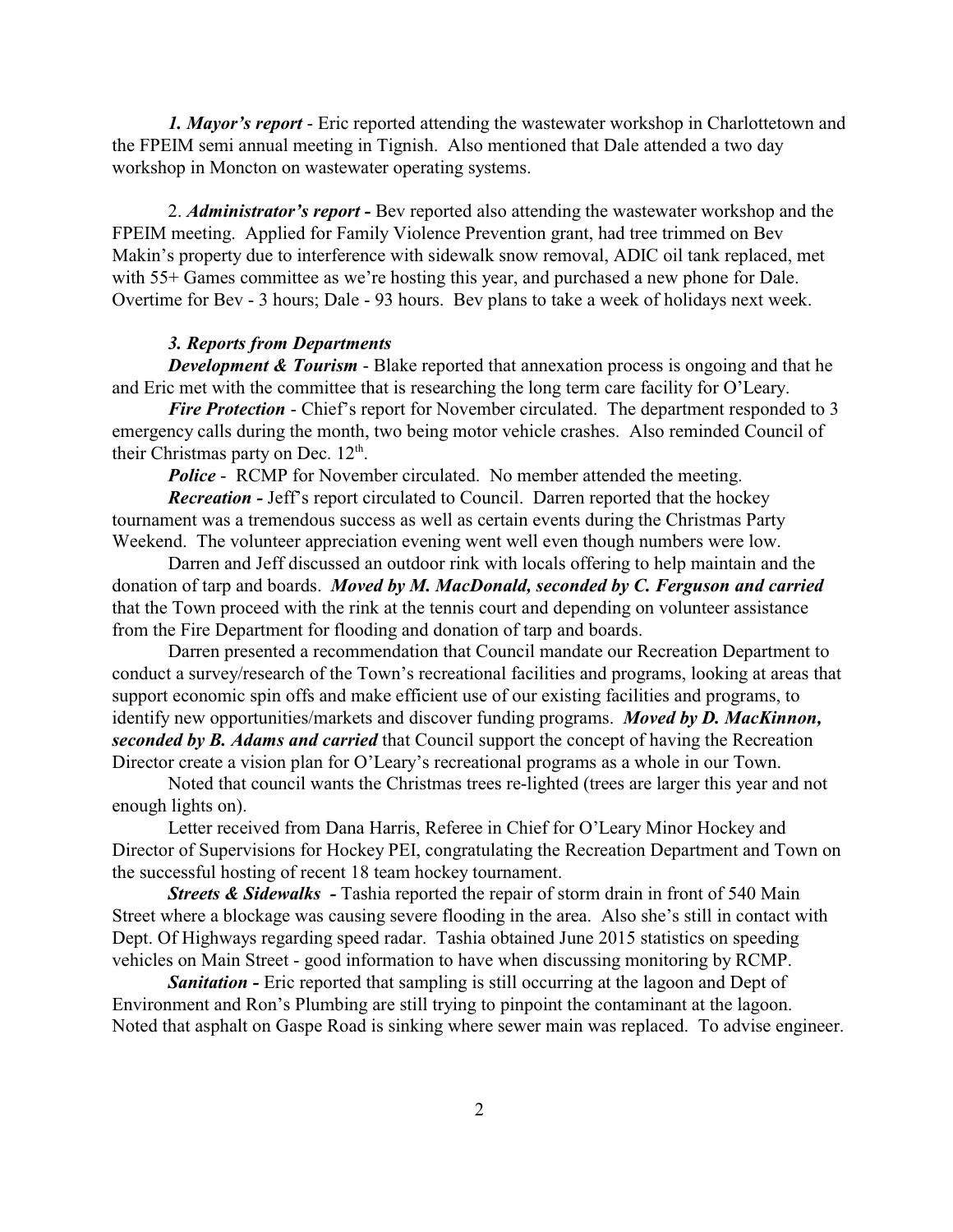***1. Mayor's report*** - Eric reported attending the wastewater workshop in Charlottetown and the FPEIM semi annual meeting in Tignish. Also mentioned that Dale attended a two day workshop in Moncton on wastewater operating systems.

2. ***Administrator's report*** **-** Bev reported also attending the wastewater workshop and the FPEIM meeting. Applied for Family Violence Prevention grant, had tree trimmed on Bev Makin's property due to interference with sidewalk snow removal, ADIC oil tank replaced, met with 55+ Games committee as we're hosting this year, and purchased a new phone for Dale. Overtime for Bev - 3 hours; Dale - 93 hours. Bev plans to take a week of holidays next week.

***3. Reports from Departments***

***Development & Tourism*** - Blake reported that annexation process is ongoing and that he and Eric met with the committee that is researching the long term care facility for O'Leary.

***Fire Protection*** - Chief's report for November circulated. The department responded to 3 emergency calls during the month, two being motor vehicle crashes. Also reminded Council of their Christmas party on Dec. 12th.

***Police*** - RCMP for November circulated. No member attended the meeting.

***Recreation*** **-** Jeff's report circulated to Council. Darren reported that the hockey tournament was a tremendous success as well as certain events during the Christmas Party Weekend. The volunteer appreciation evening went well even though numbers were low.

Darren and Jeff discussed an outdoor rink with locals offering to help maintain and the donation of tarp and boards. ***Moved by M. MacDonald, seconded by C. Ferguson and carried*** that the Town proceed with the rink at the tennis court and depending on volunteer assistance from the Fire Department for flooding and donation of tarp and boards.

Darren presented a recommendation that Council mandate our Recreation Department to conduct a survey/research of the Town's recreational facilities and programs, looking at areas that support economic spin offs and make efficient use of our existing facilities and programs, to identify new opportunities/markets and discover funding programs. ***Moved by D. MacKinnon, seconded by B. Adams and carried*** that Council support the concept of having the Recreation Director create a vision plan for O'Leary's recreational programs as a whole in our Town.

Noted that council wants the Christmas trees re-lighted (trees are larger this year and not enough lights on).

Letter received from Dana Harris, Referee in Chief for O'Leary Minor Hockey and Director of Supervisions for Hockey PEI, congratulating the Recreation Department and Town on the successful hosting of recent 18 team hockey tournament.

***Streets & Sidewalks*** **-** Tashia reported the repair of storm drain in front of 540 Main Street where a blockage was causing severe flooding in the area. Also she's still in contact with Dept. Of Highways regarding speed radar. Tashia obtained June 2015 statistics on speeding vehicles on Main Street - good information to have when discussing monitoring by RCMP.

***Sanitation*** **-** Eric reported that sampling is still occurring at the lagoon and Dept of Environment and Ron's Plumbing are still trying to pinpoint the contaminant at the lagoon. Noted that asphalt on Gaspe Road is sinking where sewer main was replaced. To advise engineer.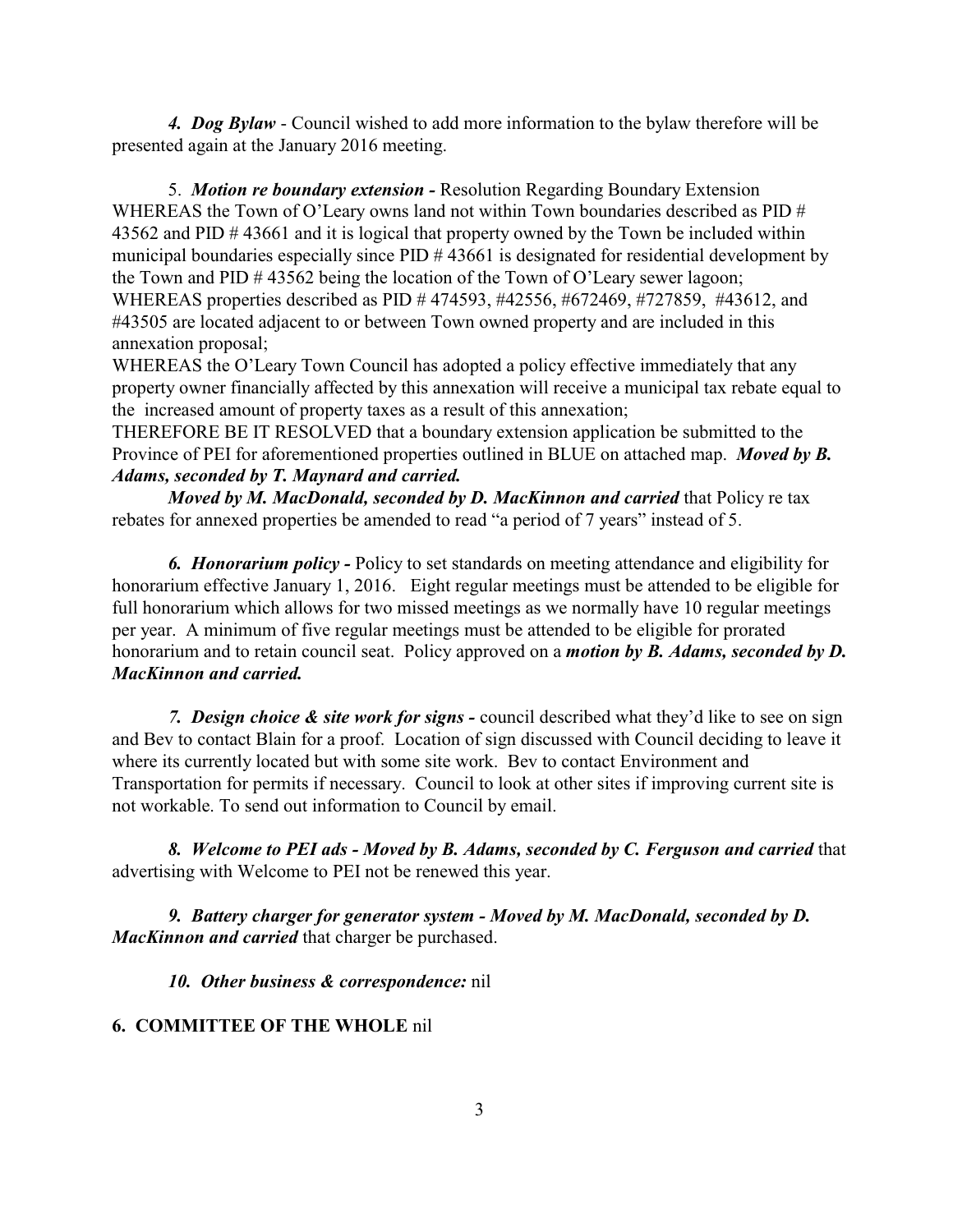*4. Dog Bylaw* - Council wished to add more information to the bylaw therefore will be presented again at the January 2016 meeting.

5. ***Motion re boundary extension -*** Resolution Regarding Boundary Extension WHEREAS the Town of O'Leary owns land not within Town boundaries described as PID # 43562 and PID # 43661 and it is logical that property owned by the Town be included within municipal boundaries especially since PID # 43661 is designated for residential development by the Town and PID # 43562 being the location of the Town of O'Leary sewer lagoon;
WHEREAS properties described as PID # 474593, #42556, #672469, #727859, #43612, and #43505 are located adjacent to or between Town owned property and are included in this annexation proposal;
WHEREAS the O'Leary Town Council has adopted a policy effective immediately that any property owner financially affected by this annexation will receive a municipal tax rebate equal to the increased amount of property taxes as a result of this annexation;
THEREFORE BE IT RESOLVED that a boundary extension application be submitted to the Province of PEI for aforementioned properties outlined in BLUE on attached map. ***Moved by B. Adams, seconded by T. Maynard and carried.***

***Moved by M. MacDonald, seconded by D. MacKinnon and carried*** that Policy re tax rebates for annexed properties be amended to read "a period of 7 years" instead of 5.

***6. Honorarium policy -*** Policy to set standards on meeting attendance and eligibility for honorarium effective January 1, 2016. Eight regular meetings must be attended to be eligible for full honorarium which allows for two missed meetings as we normally have 10 regular meetings per year. A minimum of five regular meetings must be attended to be eligible for prorated honorarium and to retain council seat. Policy approved on a ***motion by B. Adams, seconded by D. MacKinnon and carried.***

***7. Design choice & site work for signs -*** council described what they'd like to see on sign and Bev to contact Blain for a proof. Location of sign discussed with Council deciding to leave it where its currently located but with some site work. Bev to contact Environment and Transportation for permits if necessary. Council to look at other sites if improving current site is not workable. To send out information to Council by email.

***8. Welcome to PEI ads - Moved by B. Adams, seconded by C. Ferguson and carried*** that advertising with Welcome to PEI not be renewed this year.

***9. Battery charger for generator system - Moved by M. MacDonald, seconded by D. MacKinnon and carried*** that charger be purchased.

***10. Other business & correspondence:*** nil

**6. COMMITTEE OF THE WHOLE** nil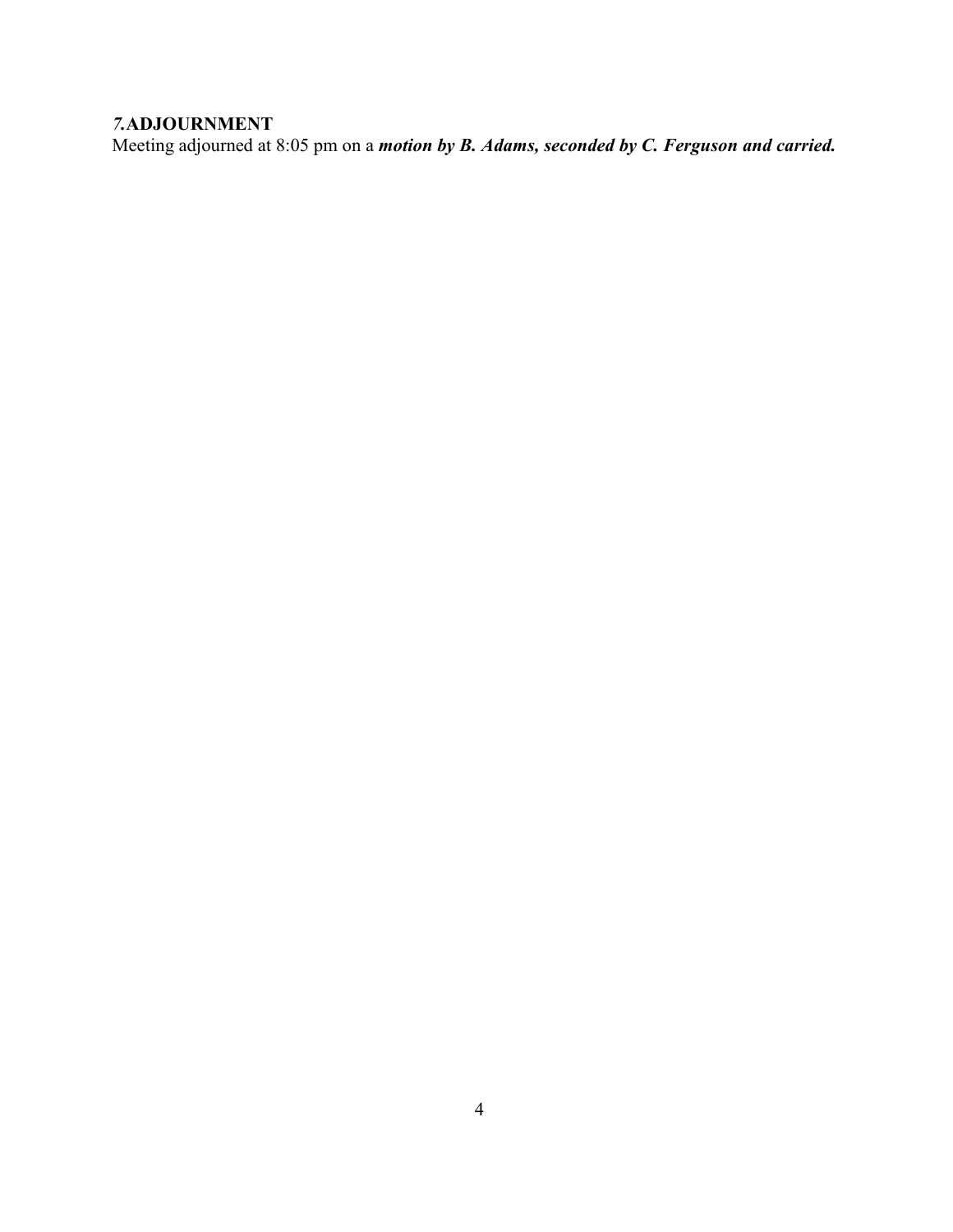## 7.ADJOURNMENT

Meeting adjourned at 8:05 pm on a ***motion by B. Adams, seconded by C. Ferguson and carried.***